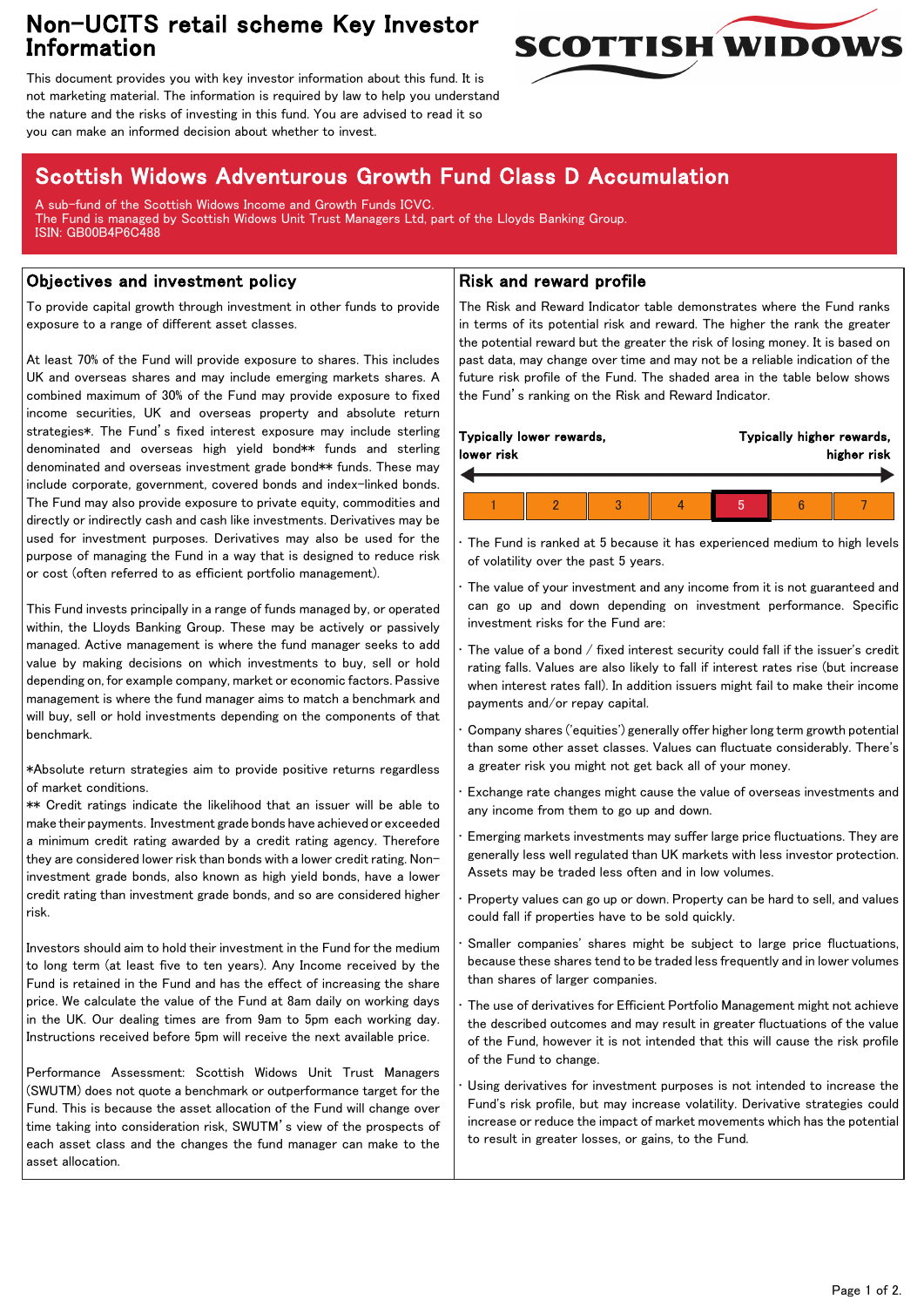# Non-UCITS retail scheme Key Investor Information

This document provides you with key investor information about this fund. It is not marketing material. The information is required by law to help you understand the nature and the risks of investing in this fund. You are advised to read it so you can make an informed decision about whether to invest.

## Scottish Widows Adventurous Growth Fund Class D Accumulation

A sub-fund of the Scottish Widows Income and Growth Funds ICVC.
The Fund is managed by Scottish Widows Unit Trust Managers Ltd, part of the Lloyds Banking Group.
ISIN: GB00B4P6C488

## Objectives and investment policy

To provide capital growth through investment in other funds to provide exposure to a range of different asset classes.

At least 70% of the Fund will provide exposure to shares. This includes UK and overseas shares and may include emerging markets shares. A combined maximum of 30% of the Fund may provide exposure to fixed income securities, UK and overseas property and absolute return strategies*. The Fund's fixed interest exposure may include sterling denominated and overseas high yield bond** funds and sterling denominated and overseas investment grade bond** funds. These may include corporate, government, covered bonds and index-linked bonds. The Fund may also provide exposure to private equity, commodities and directly or indirectly cash and cash like investments. Derivatives may be used for investment purposes. Derivatives may also be used for the purpose of managing the Fund in a way that is designed to reduce risk or cost (often referred to as efficient portfolio management).

This Fund invests principally in a range of funds managed by, or operated within, the Lloyds Banking Group. These may be actively or passively managed. Active management is where the fund manager seeks to add value by making decisions on which investments to buy, sell or hold depending on, for example company, market or economic factors. Passive management is where the fund manager aims to match a benchmark and will buy, sell or hold investments depending on the components of that benchmark.

*Absolute return strategies aim to provide positive returns regardless of market conditions.
** Credit ratings indicate the likelihood that an issuer will be able to make their payments. Investment grade bonds have achieved or exceeded a minimum credit rating awarded by a credit rating agency. Therefore they are considered lower risk than bonds with a lower credit rating. Non-investment grade bonds, also known as high yield bonds, have a lower credit rating than investment grade bonds, and so are considered higher risk.

Investors should aim to hold their investment in the Fund for the medium to long term (at least five to ten years). Any Income received by the Fund is retained in the Fund and has the effect of increasing the share price. We calculate the value of the Fund at 8am daily on working days in the UK. Our dealing times are from 9am to 5pm each working day. Instructions received before 5pm will receive the next available price.

Performance Assessment: Scottish Widows Unit Trust Managers (SWUTM) does not quote a benchmark or outperformance target for the Fund. This is because the asset allocation of the Fund will change over time taking into consideration risk, SWUTM's view of the prospects of each asset class and the changes the fund manager can make to the asset allocation.

## Risk and reward profile

The Risk and Reward Indicator table demonstrates where the Fund ranks in terms of its potential risk and reward. The higher the rank the greater the potential reward but the greater the risk of losing money. It is based on past data, may change over time and may not be a reliable indication of the future risk profile of the Fund. The shaded area in the table below shows the Fund's ranking on the Risk and Reward Indicator.

**Typically lower rewards, lower risk** ← → **Typically higher rewards, higher risk**

| 1 | 2 | 3 | 4 | **5** | 6 | 7 |
|---|---|---|---|---|---|---|

- The Fund is ranked at 5 because it has experienced medium to high levels of volatility over the past 5 years.
- The value of your investment and any income from it is not guaranteed and can go up and down depending on investment performance. Specific investment risks for the Fund are:
- The value of a bond / fixed interest security could fall if the issuer's credit rating falls. Values are also likely to fall if interest rates rise (but increase when interest rates fall). In addition issuers might fail to make their income payments and/or repay capital.
- Company shares ('equities') generally offer higher long term growth potential than some other asset classes. Values can fluctuate considerably. There's a greater risk you might not get back all of your money.
- Exchange rate changes might cause the value of overseas investments and any income from them to go up and down.
- Emerging markets investments may suffer large price fluctuations. They are generally less well regulated than UK markets with less investor protection. Assets may be traded less often and in low volumes.
- Property values can go up or down. Property can be hard to sell, and values could fall if properties have to be sold quickly.
- Smaller companies' shares might be subject to large price fluctuations, because these shares tend to be traded less frequently and in lower volumes than shares of larger companies.
- The use of derivatives for Efficient Portfolio Management might not achieve the described outcomes and may result in greater fluctuations of the value of the Fund, however it is not intended that this will cause the risk profile of the Fund to change.
- Using derivatives for investment purposes is not intended to increase the Fund's risk profile, but may increase volatility. Derivative strategies could increase or reduce the impact of market movements which has the potential to result in greater losses, or gains, to the Fund.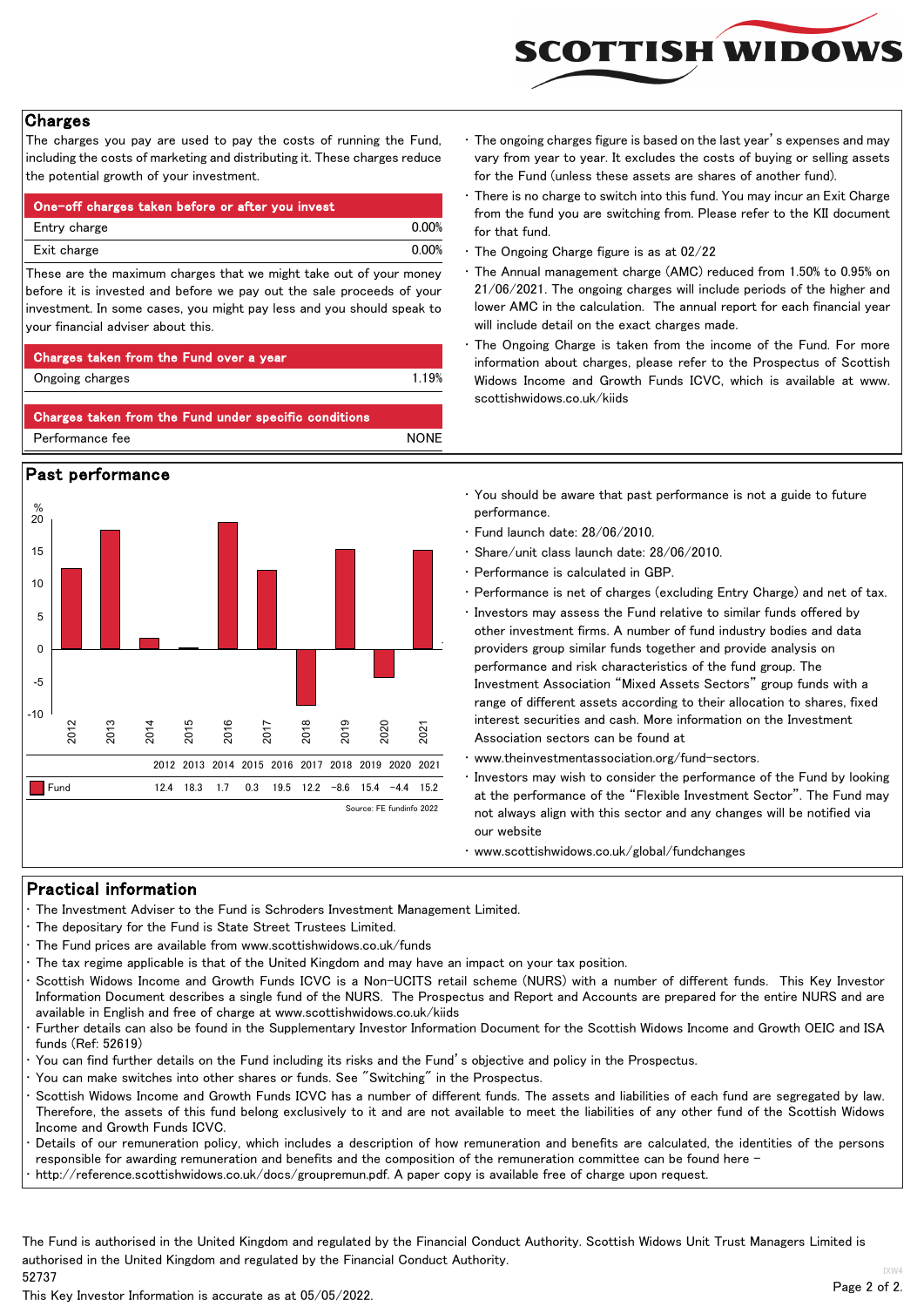## Charges

The charges you pay are used to pay the costs of running the Fund, including the costs of marketing and distributing it. These charges reduce the potential growth of your investment.

| One-off charges taken before or after you invest | |
|---|---|
| Entry charge | 0.00% |
| Exit charge | 0.00% |

These are the maximum charges that we might take out of your money before it is invested and before we pay out the sale proceeds of your investment. In some cases, you might pay less and you should speak to your financial adviser about this.

| Charges taken from the Fund over a year | |
|---|---|
| Ongoing charges | 1.19% |

| Charges taken from the Fund under specific conditions | |
|---|---|
| Performance fee | NONE |

- The ongoing charges figure is based on the last year's expenses and may vary from year to year. It excludes the costs of buying or selling assets for the Fund (unless these assets are shares of another fund).
- There is no charge to switch into this fund. You may incur an Exit Charge from the fund you are switching from. Please refer to the KII document for that fund.
- The Ongoing Charge figure is as at 02/22
- The Annual management charge (AMC) reduced from 1.50% to 0.95% on 21/06/2021. The ongoing charges will include periods of the higher and lower AMC in the calculation. The annual report for each financial year will include detail on the exact charges made.
- The Ongoing Charge is taken from the income of the Fund. For more information about charges, please refer to the Prospectus of Scottish Widows Income and Growth Funds ICVC, which is available at www.scottishwidows.co.uk/kiids

## Past performance

%
20
15
10
5
0
-5
-10

2012 2013 2014 2015 2016 2017 2018 2019 2020 2021

Fund 12.4 18.3 1.7 0.3 19.5 12.2 −8.6 15.4 −4.4 15.2

Source: FE fundinfo 2022

- You should be aware that past performance is not a guide to future performance.
- Fund launch date: 28/06/2010.
- Share/unit class launch date: 28/06/2010.
- Performance is calculated in GBP.
- Performance is net of charges (excluding Entry Charge) and net of tax.
- Investors may assess the Fund relative to similar funds offered by other investment firms. A number of fund industry bodies and data providers group similar funds together and provide analysis on performance and risk characteristics of the fund group. The Investment Association "Mixed Assets Sectors" group funds with a range of different assets according to their allocation to shares, fixed interest securities and cash. More information on the Investment Association sectors can be found at
- www.theinvestmentassociation.org/fund-sectors.
- Investors may wish to consider the performance of the Fund by looking at the performance of the "Flexible Investment Sector". The Fund may not always align with this sector and any changes will be notified via our website
- www.scottishwidows.co.uk/global/fundchanges

## Practical information

- The Investment Adviser to the Fund is Schroders Investment Management Limited.
- The depositary for the Fund is State Street Trustees Limited.
- The Fund prices are available from www.scottishwidows.co.uk/funds
- The tax regime applicable is that of the United Kingdom and may have an impact on your tax position.
- Scottish Widows Income and Growth Funds ICVC is a Non-UCITS retail scheme (NURS) with a number of different funds. This Key Investor Information Document describes a single fund of the NURS. The Prospectus and Report and Accounts are prepared for the entire NURS and are available in English and free of charge at www.scottishwidows.co.uk/kiids
- Further details can also be found in the Supplementary Investor Information Document for the Scottish Widows Income and Growth OEIC and ISA funds (Ref: 52619)
- You can find further details on the Fund including its risks and the Fund's objective and policy in the Prospectus.
- You can make switches into other shares or funds. See "Switching" in the Prospectus.
- Scottish Widows Income and Growth Funds ICVC has a number of different funds. The assets and liabilities of each fund are segregated by law. Therefore, the assets of this fund belong exclusively to it and are not available to meet the liabilities of any other fund of the Scottish Widows Income and Growth Funds ICVC.
- Details of our remuneration policy, which includes a description of how remuneration and benefits are calculated, the identities of the persons responsible for awarding remuneration and benefits and the composition of the remuneration committee can be found here –
- http://reference.scottishwidows.co.uk/docs/groupremun.pdf. A paper copy is available free of charge upon request.

The Fund is authorised in the United Kingdom and regulated by the Financial Conduct Authority. Scottish Widows Unit Trust Managers Limited is authorised in the United Kingdom and regulated by the Financial Conduct Authority.
52737
This Key Investor Information is accurate as at 05/05/2022.